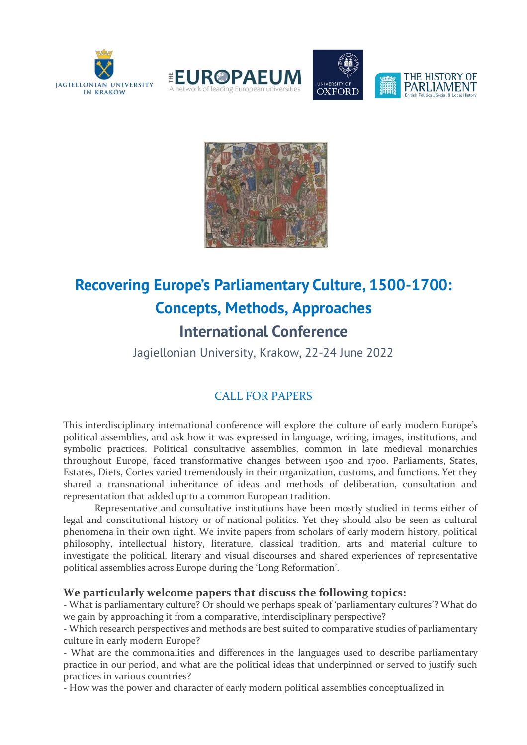# Recovering Europe's Parliamentary Culture, 1500-1700: Concepts, Methods, Approaches

## International Conference

Jagiellonian University, Krakow, 22-24 June 2022

### CALL FOR PAPERS

This interdisciplinary international conference will explore the culture of early modern Europe's political assemblies, and ask how it was expressed in language, writing, images, institutions, and symbolic practices. Political consultative assemblies, common in late medieval monarchies throughout Europe, faced transformative changes between 1500 and 1700. Parliaments, States, Estates, Diets, Cortes varied tremendously in their organization, customs, and functions. Yet they shared a transnational inheritance of ideas and methods of deliberation, consultation and representation that added up to a common European tradition.

Representative and consultative institutions have been mostly studied in terms either of legal and constitutional history or of national politics. Yet they should also be seen as cultural phenomena in their own right. We invite papers from scholars of early modern history, political philosophy, intellectual history, literature, classical tradition, arts and material culture to investigate the political, literary and visual discourses and shared experiences of representative political assemblies across Europe during the 'Long Reformation'.

**We particularly welcome papers that discuss the following topics:**

- What is parliamentary culture? Or should we perhaps speak of 'parliamentary cultures'? What do we gain by approaching it from a comparative, interdisciplinary perspective?
- Which research perspectives and methods are best suited to comparative studies of parliamentary culture in early modern Europe?
- What are the commonalities and differences in the languages used to describe parliamentary practice in our period, and what are the political ideas that underpinned or served to justify such practices in various countries?
- How was the power and character of early modern political assemblies conceptualized in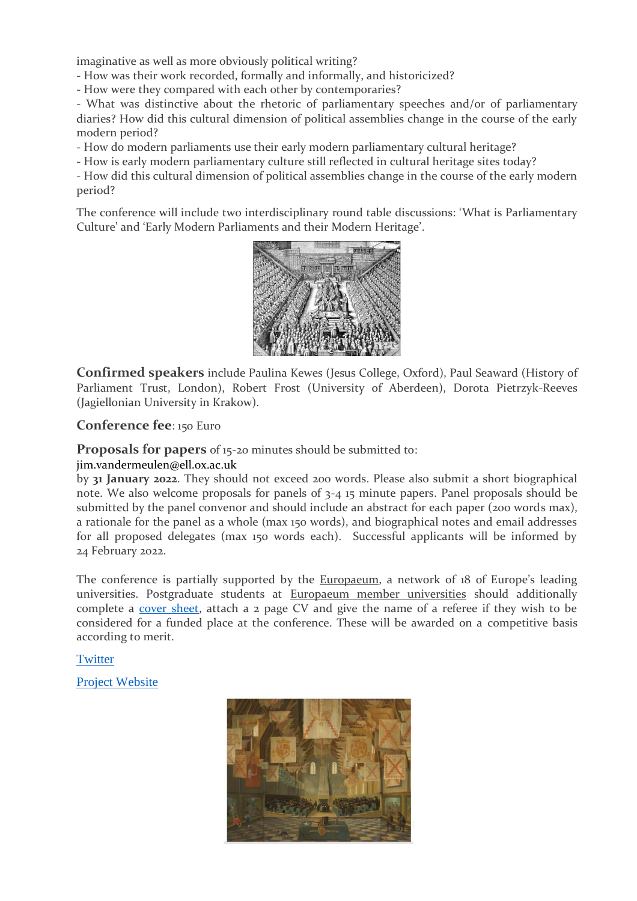imaginative as well as more obviously political writing?

- How was their work recorded, formally and informally, and historicized?
- How were they compared with each other by contemporaries?
- What was distinctive about the rhetoric of parliamentary speeches and/or of parliamentary diaries? How did this cultural dimension of political assemblies change in the course of the early modern period?
- How do modern parliaments use their early modern parliamentary cultural heritage?
- How is early modern parliamentary culture still reflected in cultural heritage sites today?
- How did this cultural dimension of political assemblies change in the course of the early modern period?

The conference will include two interdisciplinary round table discussions: 'What is Parliamentary Culture' and 'Early Modern Parliaments and their Modern Heritage'.

**Confirmed speakers** include Paulina Kewes (Jesus College, Oxford), Paul Seaward (History of Parliament Trust, London), Robert Frost (University of Aberdeen), Dorota Pietrzyk-Reeves (Jagiellonian University in Krakow).

**Conference fee**: 150 Euro

**Proposals for papers** of 15-20 minutes should be submitted to:
jim.vandermeulen@ell.ox.ac.uk
by **31 January 2022**. They should not exceed 200 words. Please also submit a short biographical note. We also welcome proposals for panels of 3-4 15 minute papers. Panel proposals should be submitted by the panel convenor and should include an abstract for each paper (200 words max), a rationale for the panel as a whole (max 150 words), and biographical notes and email addresses for all proposed delegates (max 150 words each). Successful applicants will be informed by 24 February 2022.

The conference is partially supported by the Europaeum, a network of 18 of Europe's leading universities. Postgraduate students at Europaeum member universities should additionally complete a cover sheet, attach a 2 page CV and give the name of a referee if they wish to be considered for a funded place at the conference. These will be awarded on a competitive basis according to merit.

Twitter

Project Website